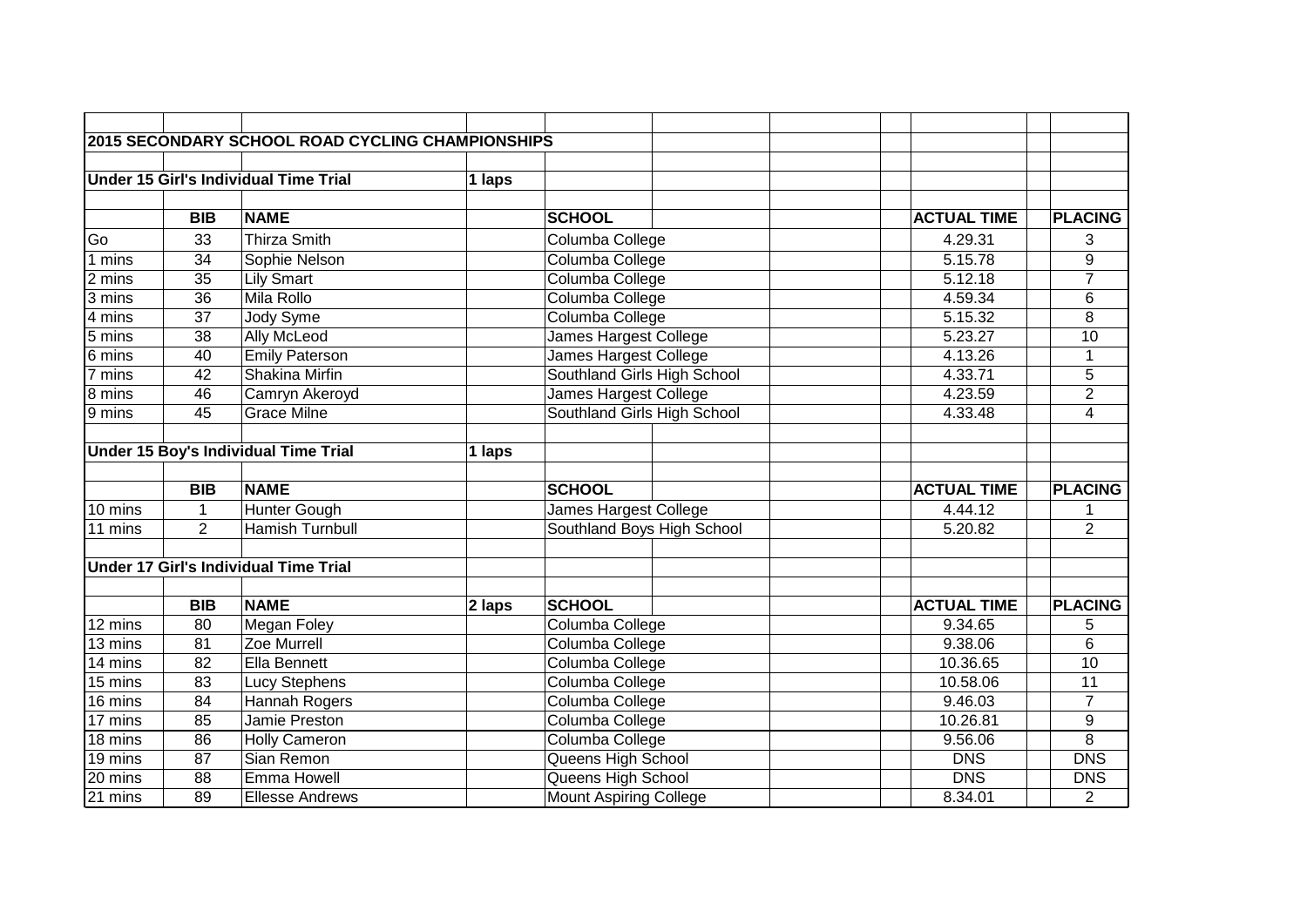## 2015 SECONDARY SCHOOL ROAD CYCLING CHAMPIONSHIPS

### Under 15 Girl's Individual Time Trial — 1 laps

| | BIB | NAME | SCHOOL | ACTUAL TIME | PLACING |
|---|---|---|---|---|---|
| Go | 33 | Thirza Smith | Columba College | 4.29.31 | 3 |
| 1 mins | 34 | Sophie Nelson | Columba College | 5.15.78 | 9 |
| 2 mins | 35 | Lily Smart | Columba College | 5.12.18 | 7 |
| 3 mins | 36 | Mila Rollo | Columba College | 4.59.34 | 6 |
| 4 mins | 37 | Jody Syme | Columba College | 5.15.32 | 8 |
| 5 mins | 38 | Ally McLeod | James Hargest College | 5.23.27 | 10 |
| 6 mins | 40 | Emily Paterson | James Hargest College | 4.13.26 | 1 |
| 7 mins | 42 | Shakina Mirfin | Southland Girls High School | 4.33.71 | 5 |
| 8 mins | 46 | Camryn Akeroyd | James Hargest College | 4.23.59 | 2 |
| 9 mins | 45 | Grace Milne | Southland Girls High School | 4.33.48 | 4 |

### Under 15 Boy's Individual Time Trial — 1 laps

| | BIB | NAME | SCHOOL | ACTUAL TIME | PLACING |
|---|---|---|---|---|---|
| 10 mins | 1 | Hunter Gough | James Hargest College | 4.44.12 | 1 |
| 11 mins | 2 | Hamish Turnbull | Southland Boys High School | 5.20.82 | 2 |

### Under 17 Girl's Individual Time Trial — 2 laps

| | BIB | NAME | SCHOOL | ACTUAL TIME | PLACING |
|---|---|---|---|---|---|
| 12 mins | 80 | Megan Foley | Columba College | 9.34.65 | 5 |
| 13 mins | 81 | Zoe Murrell | Columba College | 9.38.06 | 6 |
| 14 mins | 82 | Ella Bennett | Columba College | 10.36.65 | 10 |
| 15 mins | 83 | Lucy Stephens | Columba College | 10.58.06 | 11 |
| 16 mins | 84 | Hannah Rogers | Columba College | 9.46.03 | 7 |
| 17 mins | 85 | Jamie Preston | Columba College | 10.26.81 | 9 |
| 18 mins | 86 | Holly Cameron | Columba College | 9.56.06 | 8 |
| 19 mins | 87 | Sian Remon | Queens High School | DNS | DNS |
| 20 mins | 88 | Emma Howell | Queens High School | DNS | DNS |
| 21 mins | 89 | Ellesse Andrews | Mount Aspiring College | 8.34.01 | 2 |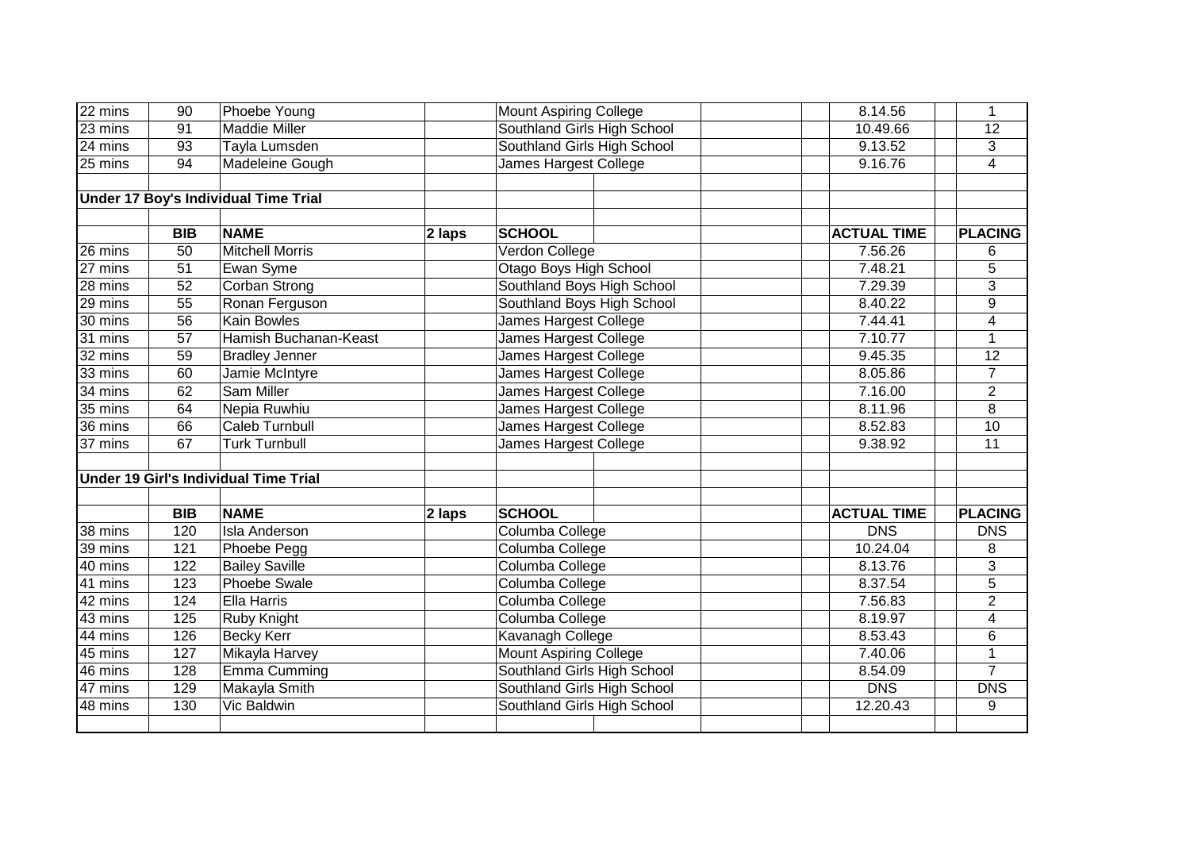| | | | | | | | | | | |
|---|---|---|---|---|---|---|---|---|---|---|
| 22 mins | 90 | Phoebe Young | | Mount Aspiring College | | | | 8.14.56 | | 1 |
| 23 mins | 91 | Maddie Miller | | Southland Girls High School | | | | 10.49.66 | | 12 |
| 24 mins | 93 | Tayla Lumsden | | Southland Girls High School | | | | 9.13.52 | | 3 |
| 25 mins | 94 | Madeleine Gough | | James Hargest College | | | | 9.16.76 | | 4 |

**Under 17 Boy's Individual Time Trial**

| | BIB | NAME | 2 laps | SCHOOL | | | | ACTUAL TIME | | PLACING |
|---|---|---|---|---|---|---|---|---|---|---|
| 26 mins | 50 | Mitchell Morris | | Verdon College | | | | 7.56.26 | | 6 |
| 27 mins | 51 | Ewan Syme | | Otago Boys High School | | | | 7.48.21 | | 5 |
| 28 mins | 52 | Corban Strong | | Southland Boys High School | | | | 7.29.39 | | 3 |
| 29 mins | 55 | Ronan Ferguson | | Southland Boys High School | | | | 8.40.22 | | 9 |
| 30 mins | 56 | Kain Bowles | | James Hargest College | | | | 7.44.41 | | 4 |
| 31 mins | 57 | Hamish Buchanan-Keast | | James Hargest College | | | | 7.10.77 | | 1 |
| 32 mins | 59 | Bradley Jenner | | James Hargest College | | | | 9.45.35 | | 12 |
| 33 mins | 60 | Jamie McIntyre | | James Hargest College | | | | 8.05.86 | | 7 |
| 34 mins | 62 | Sam Miller | | James Hargest College | | | | 7.16.00 | | 2 |
| 35 mins | 64 | Nepia Ruwhiu | | James Hargest College | | | | 8.11.96 | | 8 |
| 36 mins | 66 | Caleb Turnbull | | James Hargest College | | | | 8.52.83 | | 10 |
| 37 mins | 67 | Turk Turnbull | | James Hargest College | | | | 9.38.92 | | 11 |

**Under 19 Girl's Individual Time Trial**

| | BIB | NAME | 2 laps | SCHOOL | | | | ACTUAL TIME | | PLACING |
|---|---|---|---|---|---|---|---|---|---|---|
| 38 mins | 120 | Isla Anderson | | Columba College | | | | DNS | | DNS |
| 39 mins | 121 | Phoebe Pegg | | Columba College | | | | 10.24.04 | | 8 |
| 40 mins | 122 | Bailey Saville | | Columba College | | | | 8.13.76 | | 3 |
| 41 mins | 123 | Phoebe Swale | | Columba College | | | | 8.37.54 | | 5 |
| 42 mins | 124 | Ella Harris | | Columba College | | | | 7.56.83 | | 2 |
| 43 mins | 125 | Ruby Knight | | Columba College | | | | 8.19.97 | | 4 |
| 44 mins | 126 | Becky Kerr | | Kavanagh College | | | | 8.53.43 | | 6 |
| 45 mins | 127 | Mikayla Harvey | | Mount Aspiring College | | | | 7.40.06 | | 1 |
| 46 mins | 128 | Emma Cumming | | Southland Girls High School | | | | 8.54.09 | | 7 |
| 47 mins | 129 | Makayla Smith | | Southland Girls High School | | | | DNS | | DNS |
| 48 mins | 130 | Vic Baldwin | | Southland Girls High School | | | | 12.20.43 | | 9 |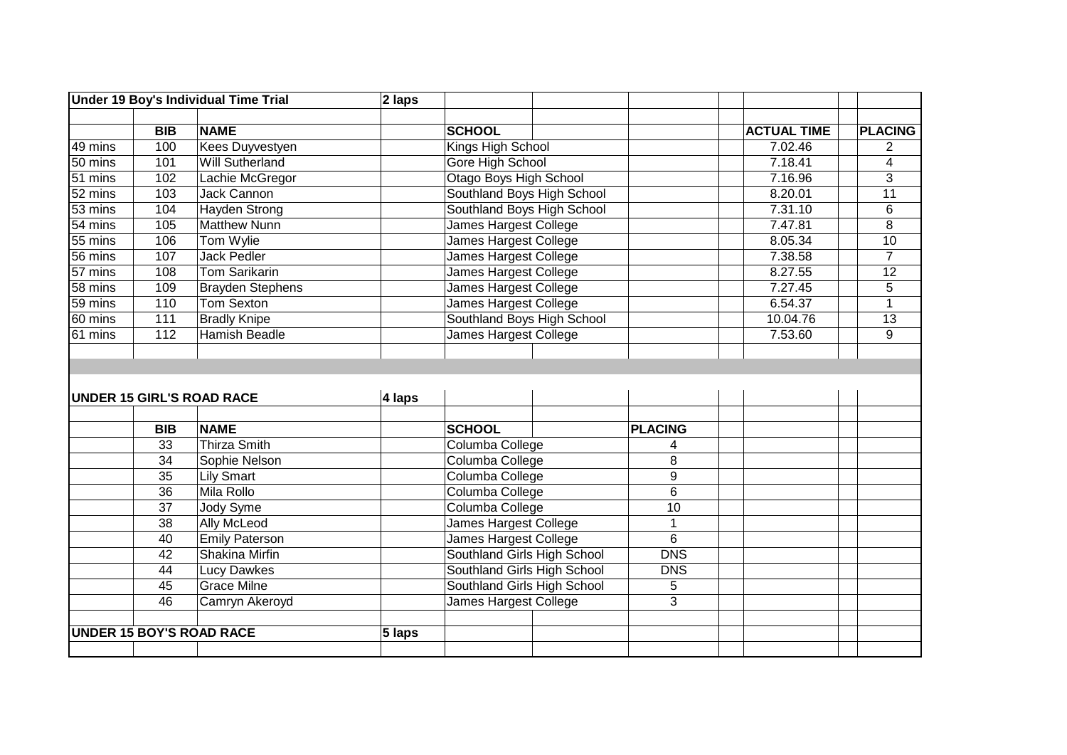| Under 19 Boy's Individual Time Trial | | | 2 laps | | | | |
|---|---|---|---|---|---|---|---|
| | | | | | | | |
| | BIB | NAME | | SCHOOL | | ACTUAL TIME | PLACING |
| 49 mins | 100 | Kees Duyvestyen | | Kings High School | | 7.02.46 | 2 |
| 50 mins | 101 | Will Sutherland | | Gore High School | | 7.18.41 | 4 |
| 51 mins | 102 | Lachie McGregor | | Otago Boys High School | | 7.16.96 | 3 |
| 52 mins | 103 | Jack Cannon | | Southland Boys High School | | 8.20.01 | 11 |
| 53 mins | 104 | Hayden Strong | | Southland Boys High School | | 7.31.10 | 6 |
| 54 mins | 105 | Matthew Nunn | | James Hargest College | | 7.47.81 | 8 |
| 55 mins | 106 | Tom Wylie | | James Hargest College | | 8.05.34 | 10 |
| 56 mins | 107 | Jack Pedler | | James Hargest College | | 7.38.58 | 7 |
| 57 mins | 108 | Tom Sarikarin | | James Hargest College | | 8.27.55 | 12 |
| 58 mins | 109 | Brayden Stephens | | James Hargest College | | 7.27.45 | 5 |
| 59 mins | 110 | Tom Sexton | | James Hargest College | | 6.54.37 | 1 |
| 60 mins | 111 | Bradly Knipe | | Southland Boys High School | | 10.04.76 | 13 |
| 61 mins | 112 | Hamish Beadle | | James Hargest College | | 7.53.60 | 9 |

| UNDER 15 GIRL'S ROAD RACE | | | 4 laps | | |
|---|---|---|---|---|---|
| | | | | | |
| | BIB | NAME | | SCHOOL | PLACING |
| | 33 | Thirza Smith | | Columba College | 4 |
| | 34 | Sophie Nelson | | Columba College | 8 |
| | 35 | Lily Smart | | Columba College | 9 |
| | 36 | Mila Rollo | | Columba College | 6 |
| | 37 | Jody Syme | | Columba College | 10 |
| | 38 | Ally McLeod | | James Hargest College | 1 |
| | 40 | Emily Paterson | | James Hargest College | 6 |
| | 42 | Shakina Mirfin | | Southland Girls High School | DNS |
| | 44 | Lucy Dawkes | | Southland Girls High School | DNS |
| | 45 | Grace Milne | | Southland Girls High School | 5 |
| | 46 | Camryn Akeroyd | | James Hargest College | 3 |

| UNDER 15 BOY'S ROAD RACE | | | 5 laps |
|---|---|---|---|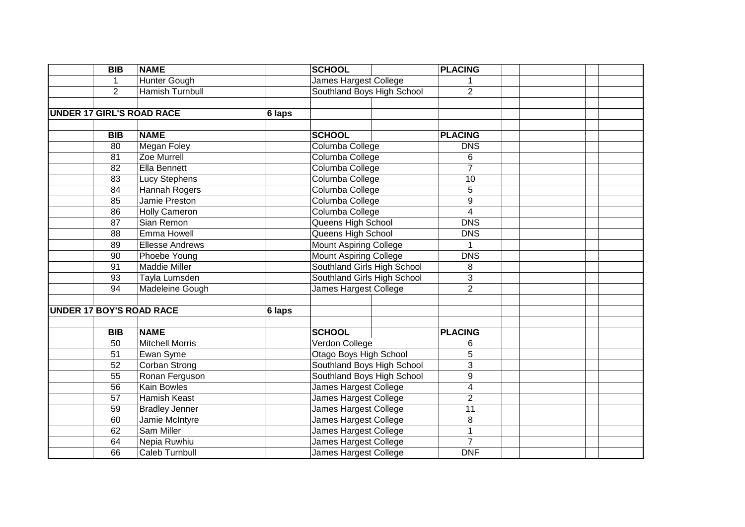| BIB | NAME | SCHOOL | PLACING |
|---|---|---|---|
| 1 | Hunter Gough | James Hargest College | 1 |
| 2 | Hamish Turnbull | Southland Boys High School | 2 |

## UNDER 17 GIRL'S ROAD RACE — 6 laps

| BIB | NAME | SCHOOL | PLACING |
|---|---|---|---|
| 80 | Megan Foley | Columba College | DNS |
| 81 | Zoe Murrell | Columba College | 6 |
| 82 | Ella Bennett | Columba College | 7 |
| 83 | Lucy Stephens | Columba College | 10 |
| 84 | Hannah Rogers | Columba College | 5 |
| 85 | Jamie Preston | Columba College | 9 |
| 86 | Holly Cameron | Columba College | 4 |
| 87 | Sian Remon | Queens High School | DNS |
| 88 | Emma Howell | Queens High School | DNS |
| 89 | Ellesse Andrews | Mount Aspiring College | 1 |
| 90 | Phoebe Young | Mount Aspiring College | DNS |
| 91 | Maddie Miller | Southland Girls High School | 8 |
| 93 | Tayla Lumsden | Southland Girls High School | 3 |
| 94 | Madeleine Gough | James Hargest College | 2 |

## UNDER 17 BOY'S ROAD RACE — 6 laps

| BIB | NAME | SCHOOL | PLACING |
|---|---|---|---|
| 50 | Mitchell Morris | Verdon College | 6 |
| 51 | Ewan Syme | Otago Boys High School | 5 |
| 52 | Corban Strong | Southland Boys High School | 3 |
| 55 | Ronan Ferguson | Southland Boys High School | 9 |
| 56 | Kain Bowles | James Hargest College | 4 |
| 57 | Hamish Keast | James Hargest College | 2 |
| 59 | Bradley Jenner | James Hargest College | 11 |
| 60 | Jamie McIntyre | James Hargest College | 8 |
| 62 | Sam Miller | James Hargest College | 1 |
| 64 | Nepia Ruwhiu | James Hargest College | 7 |
| 66 | Caleb Turnbull | James Hargest College | DNF |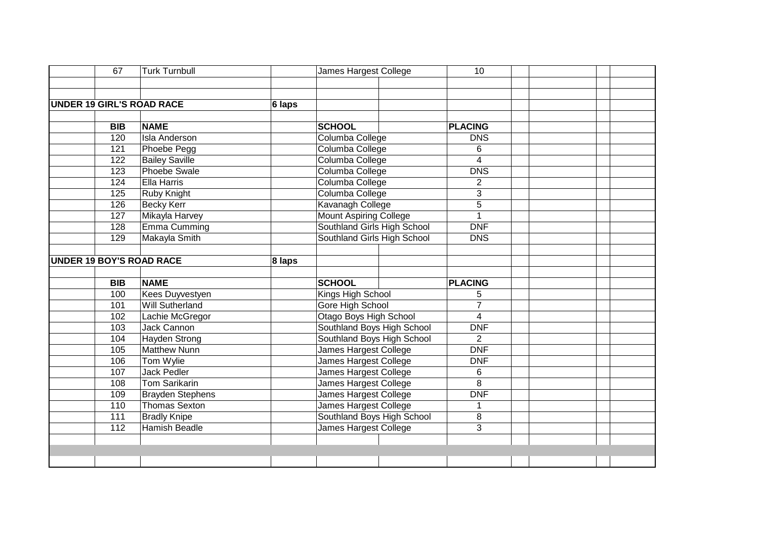| BIB | NAME | SCHOOL | PLACING |
|---|---|---|---|
| 67 | Turk Turnbull | James Hargest College | 10 |

**UNDER 19 GIRL'S ROAD RACE** 6 laps

| BIB | NAME | SCHOOL | PLACING |
|---|---|---|---|
| 120 | Isla Anderson | Columba College | DNS |
| 121 | Phoebe Pegg | Columba College | 6 |
| 122 | Bailey Saville | Columba College | 4 |
| 123 | Phoebe Swale | Columba College | DNS |
| 124 | Ella Harris | Columba College | 2 |
| 125 | Ruby Knight | Columba College | 3 |
| 126 | Becky Kerr | Kavanagh College | 5 |
| 127 | Mikayla Harvey | Mount Aspiring College | 1 |
| 128 | Emma Cumming | Southland Girls High School | DNF |
| 129 | Makayla Smith | Southland Girls High School | DNS |

**UNDER 19 BOY'S ROAD RACE** 8 laps

| BIB | NAME | SCHOOL | PLACING |
|---|---|---|---|
| 100 | Kees Duyvestyen | Kings High School | 5 |
| 101 | Will Sutherland | Gore High School | 7 |
| 102 | Lachie McGregor | Otago Boys High School | 4 |
| 103 | Jack Cannon | Southland Boys High School | DNF |
| 104 | Hayden Strong | Southland Boys High School | 2 |
| 105 | Matthew Nunn | James Hargest College | DNF |
| 106 | Tom Wylie | James Hargest College | DNF |
| 107 | Jack Pedler | James Hargest College | 6 |
| 108 | Tom Sarikarin | James Hargest College | 8 |
| 109 | Brayden Stephens | James Hargest College | DNF |
| 110 | Thomas Sexton | James Hargest College | 1 |
| 111 | Bradly Knipe | Southland Boys High School | 8 |
| 112 | Hamish Beadle | James Hargest College | 3 |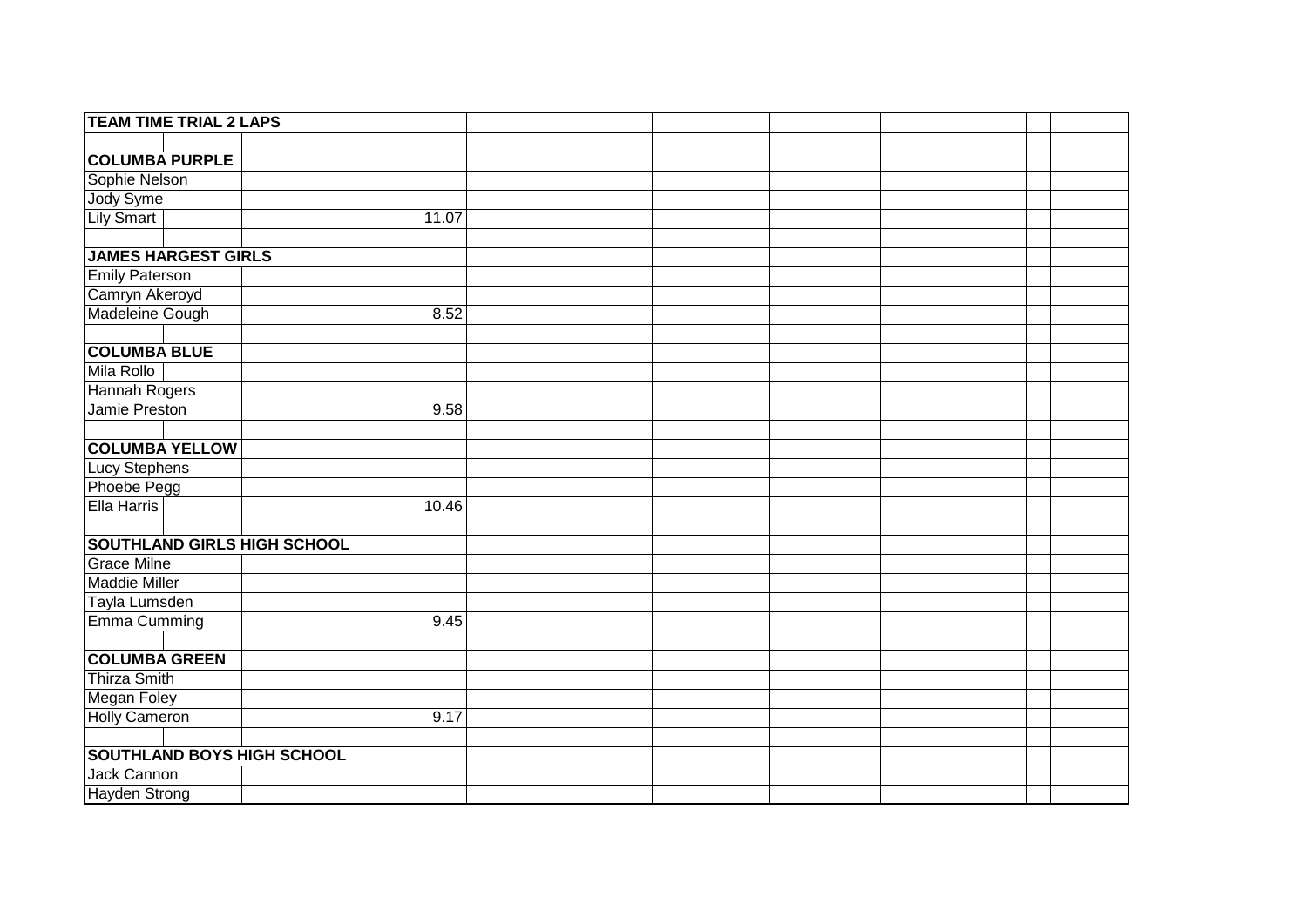| TEAM TIME TRIAL 2 LAPS | |
|---|---|
| | |
| **COLUMBA PURPLE** | |
| Sophie Nelson | |
| Jody Syme | |
| Lily Smart | 11.07 |
| | |
| **JAMES HARGEST GIRLS** | |
| Emily Paterson | |
| Camryn Akeroyd | |
| Madeleine Gough | 8.52 |
| | |
| **COLUMBA BLUE** | |
| Mila Rollo | |
| Hannah Rogers | |
| Jamie Preston | 9.58 |
| | |
| **COLUMBA YELLOW** | |
| Lucy Stephens | |
| Phoebe Pegg | |
| Ella Harris | 10.46 |
| | |
| **SOUTHLAND GIRLS HIGH SCHOOL** | |
| Grace Milne | |
| Maddie Miller | |
| Tayla Lumsden | |
| Emma Cumming | 9.45 |
| | |
| **COLUMBA GREEN** | |
| Thirza Smith | |
| Megan Foley | |
| Holly Cameron | 9.17 |
| | |
| **SOUTHLAND BOYS HIGH SCHOOL** | |
| Jack Cannon | |
| Hayden Strong | |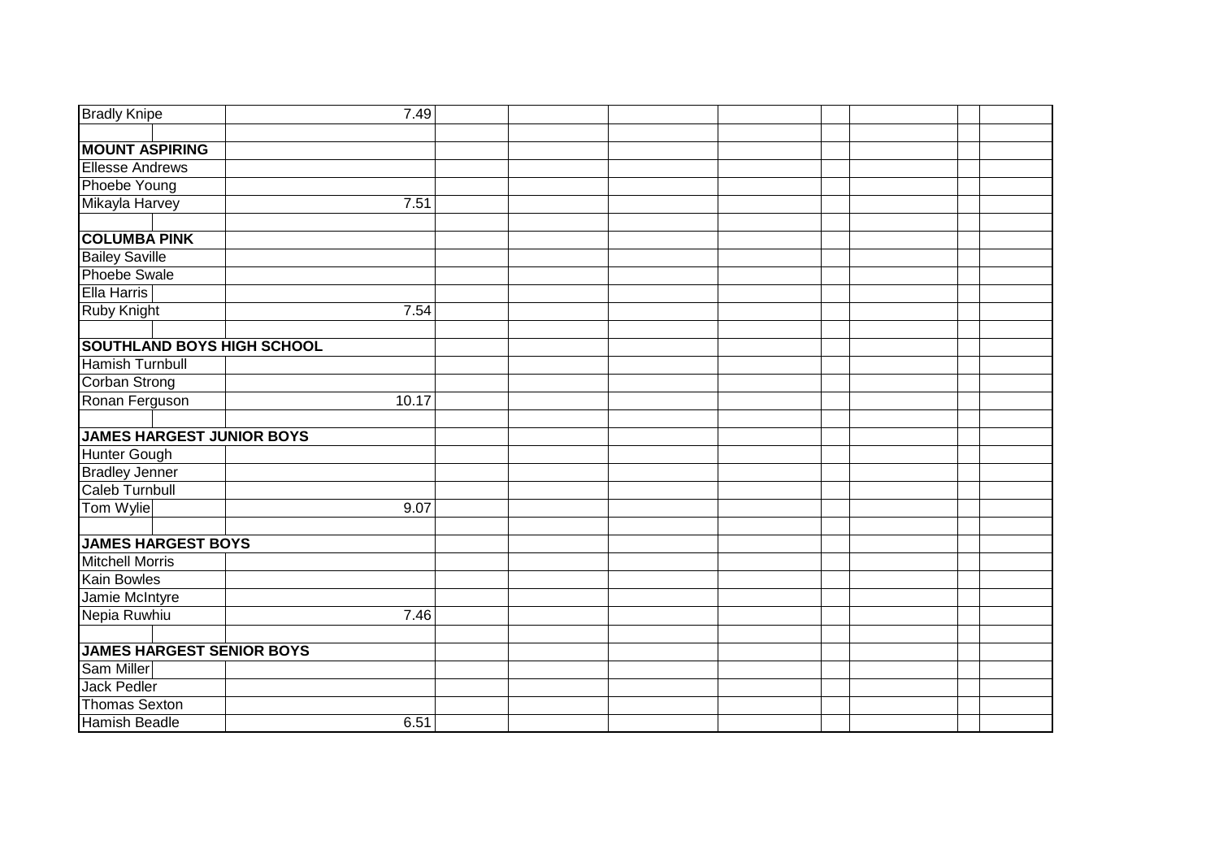| | | | | | | | | | |
|---|---|---|---|---|---|---|---|---|---|
| Bradly Knipe | 7.49 | | | | | | | | |
| | | | | | | | | | |
| **MOUNT ASPIRING** | | | | | | | | | |
| Ellesse Andrews | | | | | | | | | |
| Phoebe Young | | | | | | | | | |
| Mikayla Harvey | 7.51 | | | | | | | | |
| | | | | | | | | | |
| **COLUMBA PINK** | | | | | | | | | |
| Bailey Saville | | | | | | | | | |
| Phoebe Swale | | | | | | | | | |
| Ella Harris | | | | | | | | | |
| Ruby Knight | 7.54 | | | | | | | | |
| | | | | | | | | | |
| **SOUTHLAND BOYS HIGH SCHOOL** | | | | | | | | | |
| Hamish Turnbull | | | | | | | | | |
| Corban Strong | | | | | | | | | |
| Ronan Ferguson | 10.17 | | | | | | | | |
| | | | | | | | | | |
| **JAMES HARGEST JUNIOR BOYS** | | | | | | | | | |
| Hunter Gough | | | | | | | | | |
| Bradley Jenner | | | | | | | | | |
| Caleb Turnbull | | | | | | | | | |
| Tom Wylie | 9.07 | | | | | | | | |
| | | | | | | | | | |
| **JAMES HARGEST BOYS** | | | | | | | | | |
| Mitchell Morris | | | | | | | | | |
| Kain Bowles | | | | | | | | | |
| Jamie McIntyre | | | | | | | | | |
| Nepia Ruwhiu | 7.46 | | | | | | | | |
| | | | | | | | | | |
| **JAMES HARGEST SENIOR BOYS** | | | | | | | | | |
| Sam Miller | | | | | | | | | |
| Jack Pedler | | | | | | | | | |
| Thomas Sexton | | | | | | | | | |
| Hamish Beadle | 6.51 | | | | | | | | |